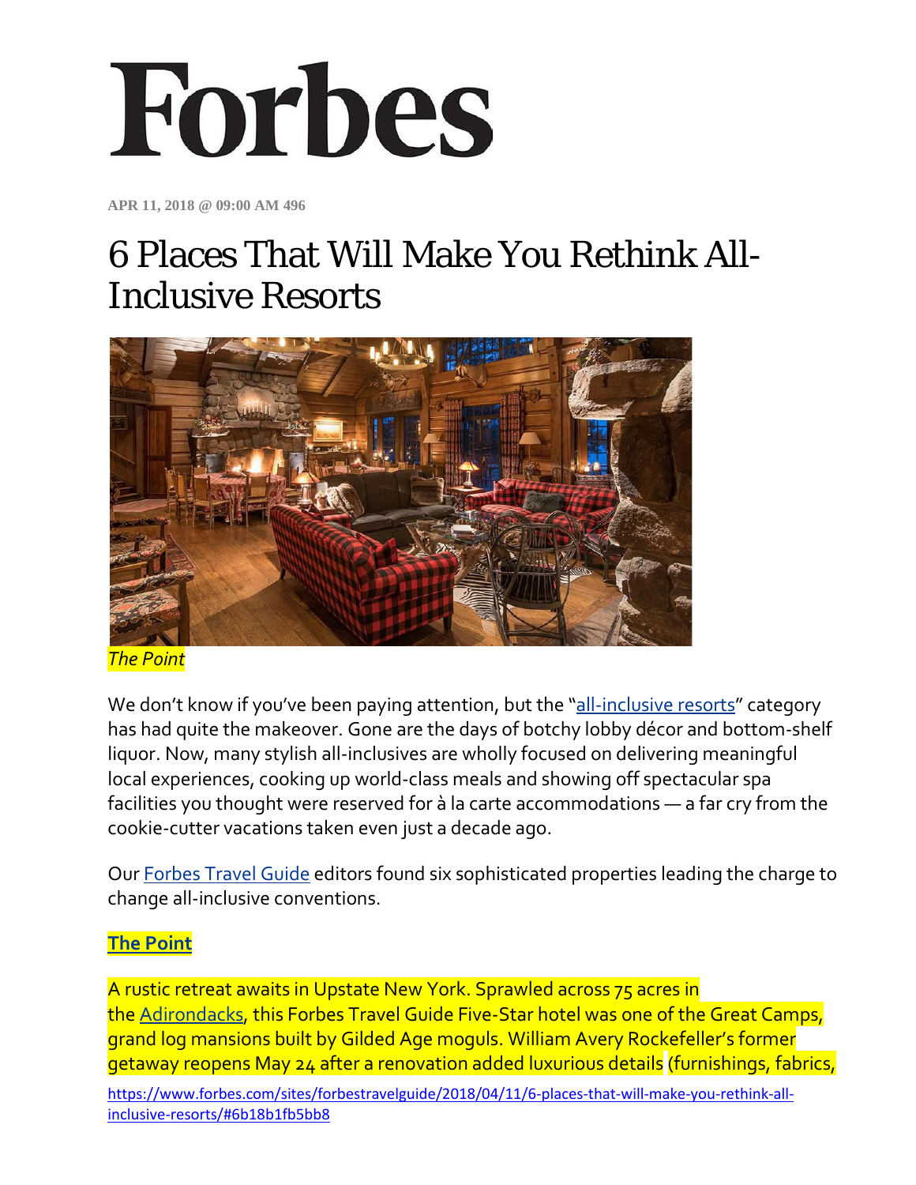# Forbes

**APR 11, 2018 @ 09:00 AM 496**

# 6 Places That Will Make You Rethink All-Inclusive Resorts

*The Point*

We don't know if you've been paying attention, but the "all-inclusive resorts" category has had quite the makeover. Gone are the days of botchy lobby décor and bottom-shelf liquor. Now, many stylish all-inclusives are wholly focused on delivering meaningful local experiences, cooking up world-class meals and showing off spectacular spa facilities you thought were reserved for à la carte accommodations — a far cry from the cookie-cutter vacations taken even just a decade ago.

Our Forbes Travel Guide editors found six sophisticated properties leading the charge to change all-inclusive conventions.

**The Point**

A rustic retreat awaits in Upstate New York. Sprawled across 75 acres in the Adirondacks, this Forbes Travel Guide Five-Star hotel was one of the Great Camps, grand log mansions built by Gilded Age moguls. William Avery Rockefeller's former getaway reopens May 24 after a renovation added luxurious details (furnishings, fabrics,

https://www.forbes.com/sites/forbestravelguide/2018/04/11/6-places-that-will-make-you-rethink-all-inclusive-resorts/#6b18b1fb5bb8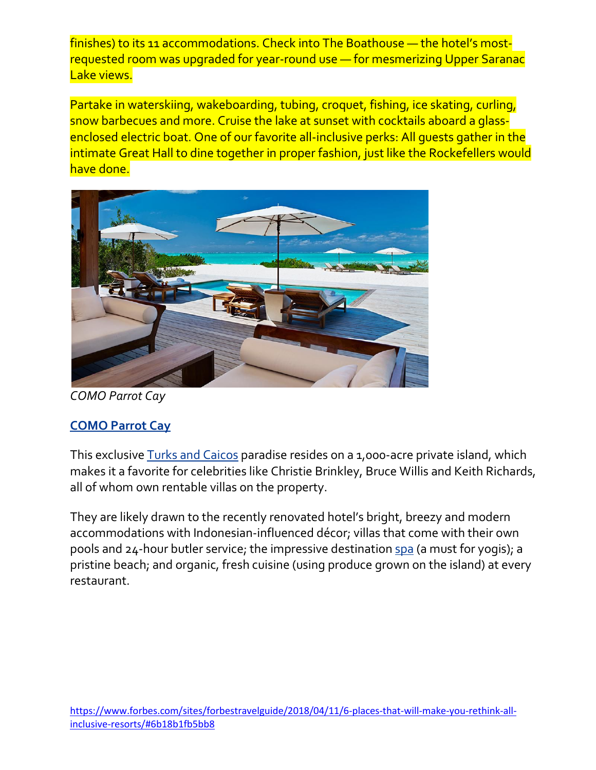finishes) to its 11 accommodations. Check into The Boathouse — the hotel's most-requested room was upgraded for year-round use — for mesmerizing Upper Saranac Lake views.

Partake in waterskiing, wakeboarding, tubing, croquet, fishing, ice skating, curling, snow barbecues and more. Cruise the lake at sunset with cocktails aboard a glass-enclosed electric boat. One of our favorite all-inclusive perks: All guests gather in the intimate Great Hall to dine together in proper fashion, just like the Rockefellers would have done.

*COMO Parrot Cay*

### COMO Parrot Cay

This exclusive Turks and Caicos paradise resides on a 1,000-acre private island, which makes it a favorite for celebrities like Christie Brinkley, Bruce Willis and Keith Richards, all of whom own rentable villas on the property.

They are likely drawn to the recently renovated hotel's bright, breezy and modern accommodations with Indonesian-influenced décor; villas that come with their own pools and 24-hour butler service; the impressive destination spa (a must for yogis); a pristine beach; and organic, fresh cuisine (using produce grown on the island) at every restaurant.

https://www.forbes.com/sites/forbestravelguide/2018/04/11/6-places-that-will-make-you-rethink-all-inclusive-resorts/#6b18b1fb5bb8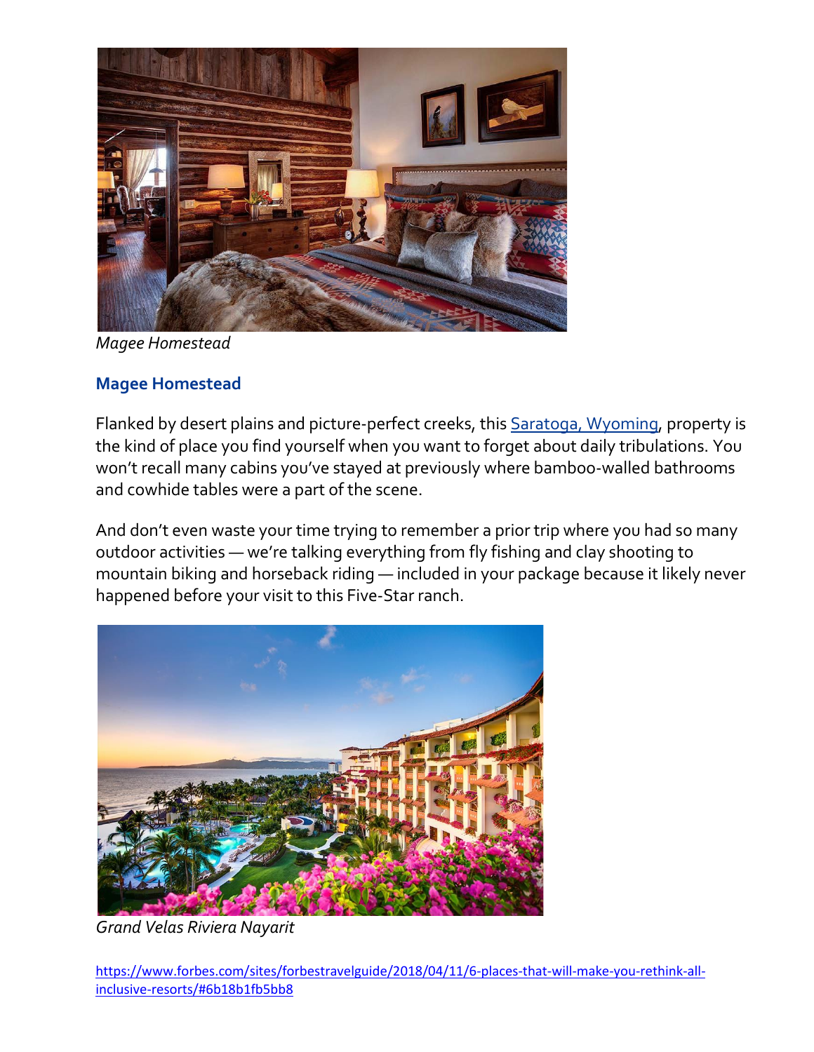*Magee Homestead*

## Magee Homestead

Flanked by desert plains and picture-perfect creeks, this [Saratoga, Wyoming](), property is the kind of place you find yourself when you want to forget about daily tribulations. You won't recall many cabins you've stayed at previously where bamboo-walled bathrooms and cowhide tables were a part of the scene.

And don't even waste your time trying to remember a prior trip where you had so many outdoor activities — we're talking everything from fly fishing and clay shooting to mountain biking and horseback riding — included in your package because it likely never happened before your visit to this Five-Star ranch.

*Grand Velas Riviera Nayarit*

https://www.forbes.com/sites/forbestravelguide/2018/04/11/6-places-that-will-make-you-rethink-all-inclusive-resorts/#6b18b1fb5bb8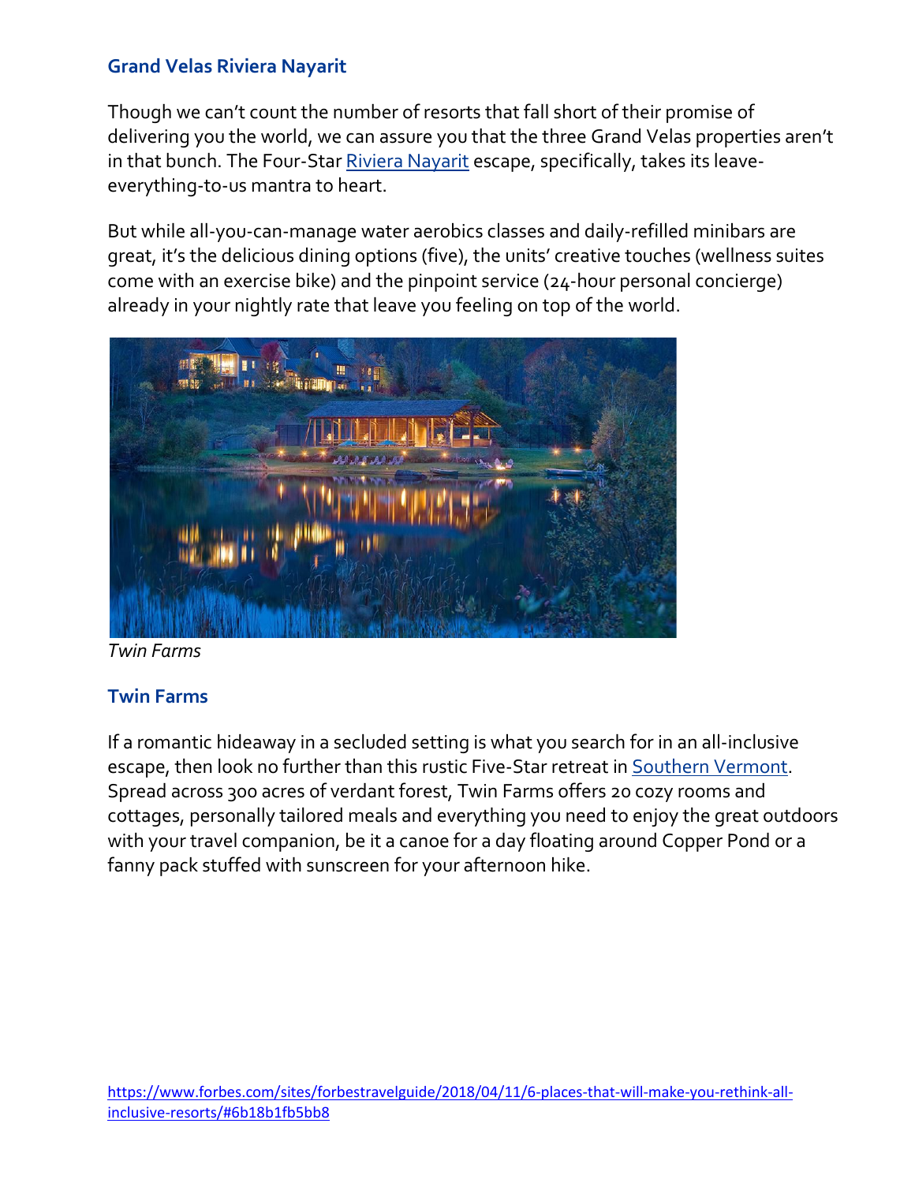### Grand Velas Riviera Nayarit

Though we can't count the number of resorts that fall short of their promise of delivering you the world, we can assure you that the three Grand Velas properties aren't in that bunch. The Four-Star [Riviera Nayarit] escape, specifically, takes its leave-everything-to-us mantra to heart.

But while all-you-can-manage water aerobics classes and daily-refilled minibars are great, it's the delicious dining options (five), the units' creative touches (wellness suites come with an exercise bike) and the pinpoint service (24-hour personal concierge) already in your nightly rate that leave you feeling on top of the world.

*Twin Farms*

### Twin Farms

If a romantic hideaway in a secluded setting is what you search for in an all-inclusive escape, then look no further than this rustic Five-Star retreat in [Southern Vermont]. Spread across 300 acres of verdant forest, Twin Farms offers 20 cozy rooms and cottages, personally tailored meals and everything you need to enjoy the great outdoors with your travel companion, be it a canoe for a day floating around Copper Pond or a fanny pack stuffed with sunscreen for your afternoon hike.

https://www.forbes.com/sites/forbestravelguide/2018/04/11/6-places-that-will-make-you-rethink-all-inclusive-resorts/#6b18b1fb5bb8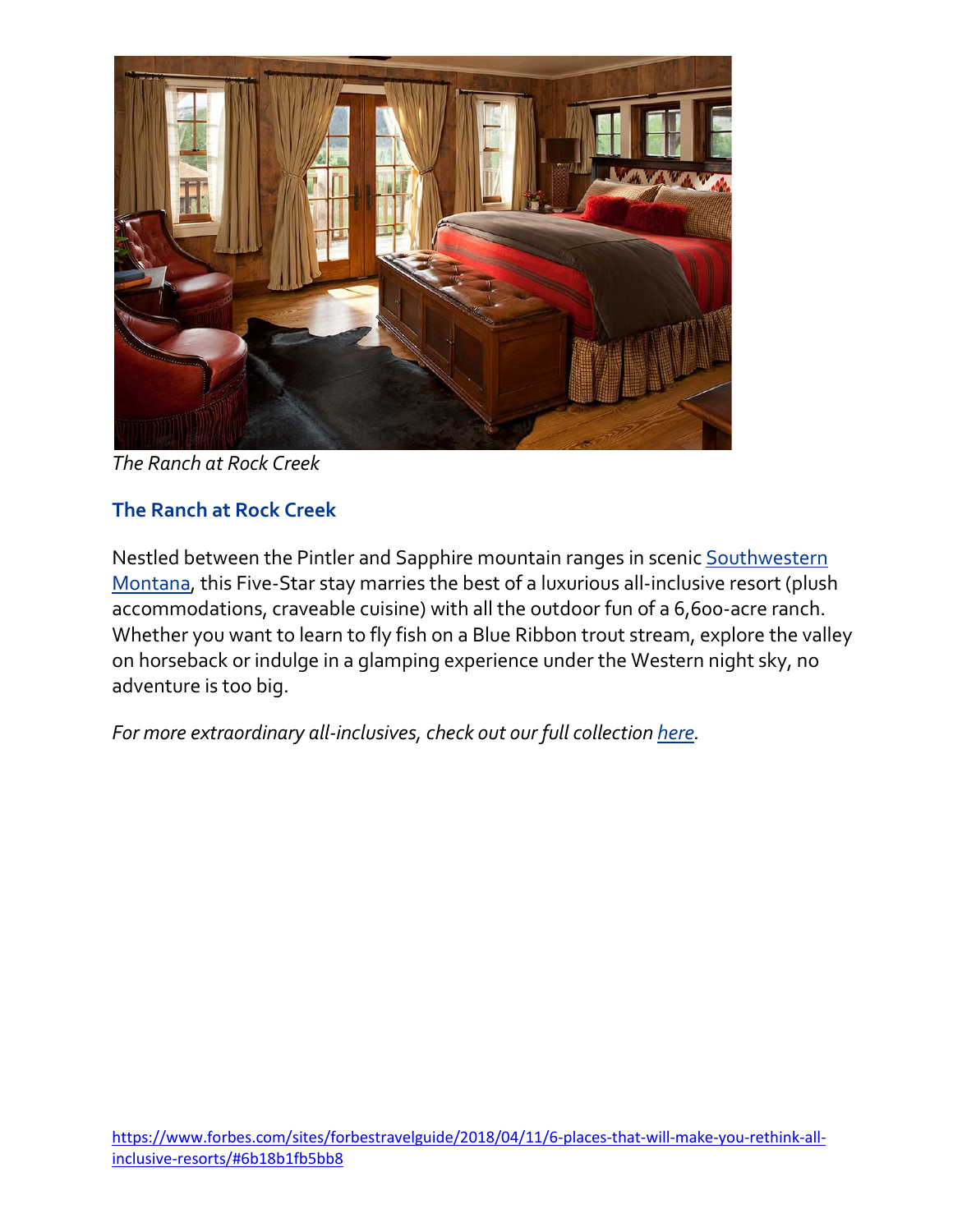*The Ranch at Rock Creek*

### The Ranch at Rock Creek

Nestled between the Pintler and Sapphire mountain ranges in scenic Southwestern Montana, this Five-Star stay marries the best of a luxurious all-inclusive resort (plush accommodations, craveable cuisine) with all the outdoor fun of a 6,600-acre ranch. Whether you want to learn to fly fish on a Blue Ribbon trout stream, explore the valley on horseback or indulge in a glamping experience under the Western night sky, no adventure is too big.

*For more extraordinary all-inclusives, check out our full collection here.*

https://www.forbes.com/sites/forbestravelguide/2018/04/11/6-places-that-will-make-you-rethink-all-inclusive-resorts/#6b18b1fb5bb8